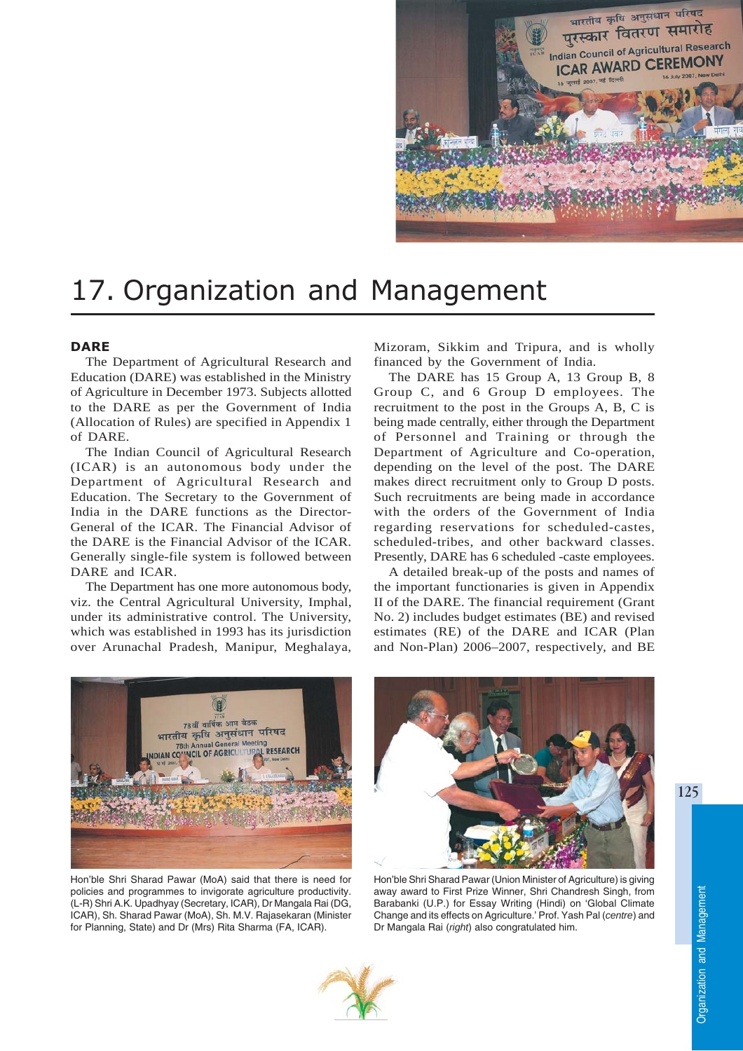# 17. Organization and Management

## DARE

The Department of Agricultural Research and Education (DARE) was established in the Ministry of Agriculture in December 1973. Subjects allotted to the DARE as per the Government of India (Allocation of Rules) are specified in Appendix 1 of DARE.

The Indian Council of Agricultural Research (ICAR) is an autonomous body under the Department of Agricultural Research and Education. The Secretary to the Government of India in the DARE functions as the Director-General of the ICAR. The Financial Advisor of the DARE is the Financial Advisor of the ICAR. Generally single-file system is followed between DARE and ICAR.

The Department has one more autonomous body, viz. the Central Agricultural University, Imphal, under its administrative control. The University, which was established in 1993 has its jurisdiction over Arunachal Pradesh, Manipur, Meghalaya, Mizoram, Sikkim and Tripura, and is wholly financed by the Government of India.

The DARE has 15 Group A, 13 Group B, 8 Group C, and 6 Group D employees. The recruitment to the post in the Groups A, B, C is being made centrally, either through the Department of Personnel and Training or through the Department of Agriculture and Co-operation, depending on the level of the post. The DARE makes direct recruitment only to Group D posts. Such recruitments are being made in accordance with the orders of the Government of India regarding reservations for scheduled-castes, scheduled-tribes, and other backward classes. Presently, DARE has 6 scheduled -caste employees.

A detailed break-up of the posts and names of the important functionaries is given in Appendix II of the DARE. The financial requirement (Grant No. 2) includes budget estimates (BE) and revised estimates (RE) of the DARE and ICAR (Plan and Non-Plan) 2006–2007, respectively, and BE

Hon'ble Shri Sharad Pawar (MoA) said that there is need for policies and programmes to invigorate agriculture productivity. (L-R) Shri A.K. Upadhyay (Secretary, ICAR), Dr Mangala Rai (DG, ICAR), Sh. Sharad Pawar (MoA), Sh. M.V. Rajasekaran (Minister for Planning, State) and Dr (Mrs) Rita Sharma (FA, ICAR).

Hon'ble Shri Sharad Pawar (Union Minister of Agriculture) is giving away award to First Prize Winner, Shri Chandresh Singh, from Barabanki (U.P.) for Essay Writing (Hindi) on 'Global Climate Change and its effects on Agriculture.' Prof. Yash Pal (*centre*) and Dr Mangala Rai (*right*) also congratulated him.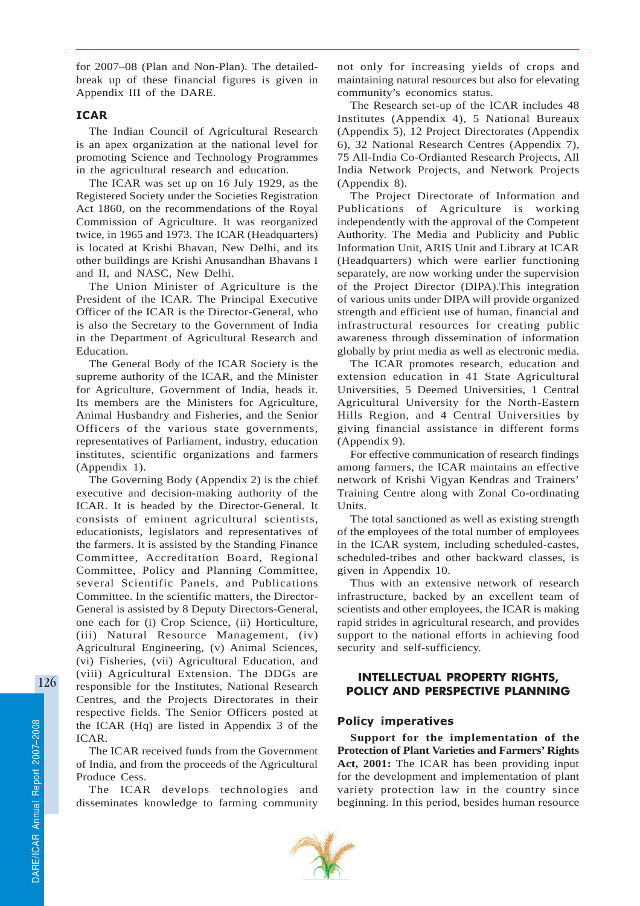for 2007–08 (Plan and Non-Plan). The detailed-break up of these financial figures is given in Appendix III of the DARE.

## ICAR

The Indian Council of Agricultural Research is an apex organization at the national level for promoting Science and Technology Programmes in the agricultural research and education.

The ICAR was set up on 16 July 1929, as the Registered Society under the Societies Registration Act 1860, on the recommendations of the Royal Commission of Agriculture. It was reorganized twice, in 1965 and 1973. The ICAR (Headquarters) is located at Krishi Bhavan, New Delhi, and its other buildings are Krishi Anusandhan Bhavans I and II, and NASC, New Delhi.

The Union Minister of Agriculture is the President of the ICAR. The Principal Executive Officer of the ICAR is the Director-General, who is also the Secretary to the Government of India in the Department of Agricultural Research and Education.

The General Body of the ICAR Society is the supreme authority of the ICAR, and the Minister for Agriculture, Government of India, heads it. Its members are the Ministers for Agriculture, Animal Husbandry and Fisheries, and the Senior Officers of the various state governments, representatives of Parliament, industry, education institutes, scientific organizations and farmers (Appendix 1).

The Governing Body (Appendix 2) is the chief executive and decision-making authority of the ICAR. It is headed by the Director-General. It consists of eminent agricultural scientists, educationists, legislators and representatives of the farmers. It is assisted by the Standing Finance Committee, Accreditation Board, Regional Committee, Policy and Planning Committee, several Scientific Panels, and Publications Committee. In the scientific matters, the Director-General is assisted by 8 Deputy Directors-General, one each for (i) Crop Science, (ii) Horticulture, (iii) Natural Resource Management, (iv) Agricultural Engineering, (v) Animal Sciences, (vi) Fisheries, (vii) Agricultural Education, and (viii) Agricultural Extension. The DDGs are responsible for the Institutes, National Research Centres, and the Projects Directorates in their respective fields. The Senior Officers posted at the ICAR (Hq) are listed in Appendix 3 of the ICAR.

The ICAR received funds from the Government of India, and from the proceeds of the Agricultural Produce Cess.

The ICAR develops technologies and disseminates knowledge to farming community not only for increasing yields of crops and maintaining natural resources but also for elevating community's economics status.

The Research set-up of the ICAR includes 48 Institutes (Appendix 4), 5 National Bureaux (Appendix 5), 12 Project Directorates (Appendix 6), 32 National Research Centres (Appendix 7), 75 All-India Co-Ordianted Research Projects, All India Network Projects, and Network Projects (Appendix 8).

The Project Directorate of Information and Publications of Agriculture is working independently with the approval of the Competent Authority. The Media and Publicity and Public Information Unit, ARIS Unit and Library at ICAR (Headquarters) which were earlier functioning separately, are now working under the supervision of the Project Director (DIPA).This integration of various units under DIPA will provide organized strength and efficient use of human, financial and infrastructural resources for creating public awareness through dissemination of information globally by print media as well as electronic media.

The ICAR promotes research, education and extension education in 41 State Agricultural Universities, 5 Deemed Universities, 1 Central Agricultural University for the North-Eastern Hills Region, and 4 Central Universities by giving financial assistance in different forms (Appendix 9).

For effective communication of research findings among farmers, the ICAR maintains an effective network of Krishi Vigyan Kendras and Trainers' Training Centre along with Zonal Co-ordinating Units.

The total sanctioned as well as existing strength of the employees of the total number of employees in the ICAR system, including scheduled-castes, scheduled-tribes and other backward classes, is given in Appendix 10.

Thus with an extensive network of research infrastructure, backed by an excellent team of scientists and other employees, the ICAR is making rapid strides in agricultural research, and provides support to the national efforts in achieving food security and self-sufficiency.

## INTELLECTUAL PROPERTY RIGHTS, POLICY AND PERSPECTIVE PLANNING

### Policy imperatives

**Support for the implementation of the Protection of Plant Varieties and Farmers' Rights Act, 2001:** The ICAR has been providing input for the development and implementation of plant variety protection law in the country since beginning. In this period, besides human resource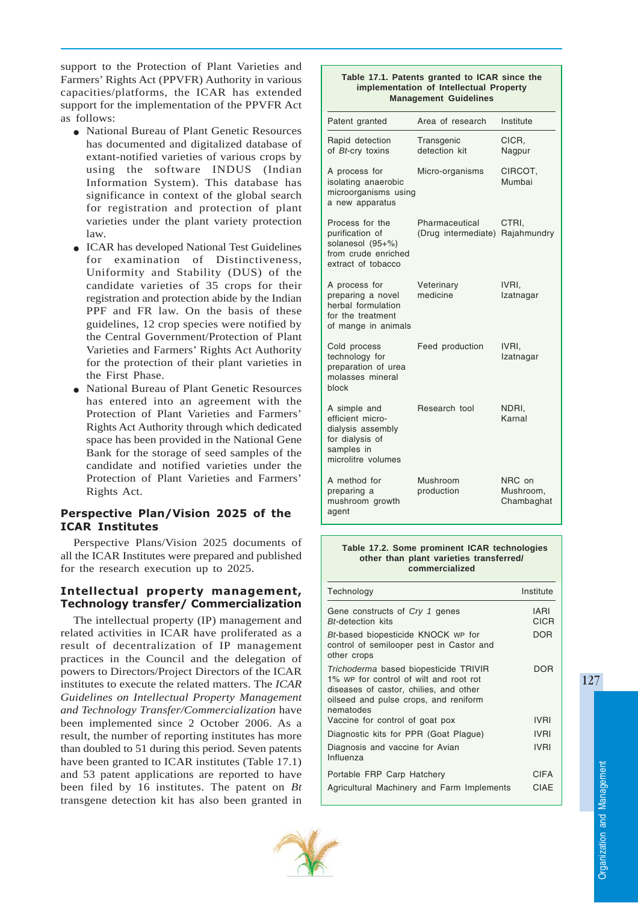support to the Protection of Plant Varieties and Farmers' Rights Act (PPVFR) Authority in various capacities/platforms, the ICAR has extended support for the implementation of the PPVFR Act as follows:

- National Bureau of Plant Genetic Resources has documented and digitalized database of extant-notified varieties of various crops by using the software INDUS (Indian Information System). This database has significance in context of the global search for registration and protection of plant varieties under the plant variety protection law.
- ICAR has developed National Test Guidelines for examination of Distinctiveness, Uniformity and Stability (DUS) of the candidate varieties of 35 crops for their registration and protection abide by the Indian PPF and FR law. On the basis of these guidelines, 12 crop species were notified by the Central Government/Protection of Plant Varieties and Farmers' Rights Act Authority for the protection of their plant varieties in the First Phase.
- National Bureau of Plant Genetic Resources has entered into an agreement with the Protection of Plant Varieties and Farmers' Rights Act Authority through which dedicated space has been provided in the National Gene Bank for the storage of seed samples of the candidate and notified varieties under the Protection of Plant Varieties and Farmers' Rights Act.

## Perspective Plan/Vision 2025 of the ICAR Institutes

Perspective Plans/Vision 2025 documents of all the ICAR Institutes were prepared and published for the research execution up to 2025.

## Intellectual property management, Technology transfer/ Commercialization

The intellectual property (IP) management and related activities in ICAR have proliferated as a result of decentralization of IP management practices in the Council and the delegation of powers to Directors/Project Directors of the ICAR institutes to execute the related matters. The *ICAR Guidelines on Intellectual Property Management and Technology Transfer/Commercialization* have been implemented since 2 October 2006. As a result, the number of reporting institutes has more than doubled to 51 during this period. Seven patents have been granted to ICAR institutes (Table 17.1) and 53 patent applications are reported to have been filed by 16 institutes. The patent on *Bt* transgene detection kit has also been granted in

**Table 17.1. Patents granted to ICAR since the implementation of Intellectual Property Management Guidelines**

| Patent granted | Area of research | Institute |
|---|---|---|
| Rapid detection of *Bt*-cry toxins | Transgenic detection kit | CICR, Nagpur |
| A process for isolating anaerobic microorganisms using a new apparatus | Micro-organisms | CIRCOT, Mumbai |
| Process for the purification of solanesol (95+%) from crude enriched extract of tobacco | Pharmaceutical (Drug intermediate) | CTRI, Rajahmundry |
| A process for preparing a novel herbal formulation for the treatment of mange in animals | Veterinary medicine | IVRI, Izatnagar |
| Cold process technology for preparation of urea molasses mineral block | Feed production | IVRI, Izatnagar |
| A simple and efficient micro-dialysis assembly for dialysis of samples in microlitre volumes | Research tool | NDRI, Karnal |
| A method for preparing a mushroom growth agent | Mushroom production | NRC on Mushroom, Chambaghat |

**Table 17.2. Some prominent ICAR technologies other than plant varieties transferred/ commercialized**

| Technology | Institute |
|---|---|
| Gene constructs of *Cry 1* genes<br>*Bt*-detection kits | IARI<br>CICR |
| *Bt*-based biopesticide KNOCK WP for control of semilooper pest in Castor and other crops | DOR |
| *Trichoderma* based biopesticide TRIVIR 1% WP for control of wilt and root rot diseases of castor, chilies, and other oilseed and pulse crops, and reniform nematodes | DOR |
| Vaccine for control of goat pox | IVRI |
| Diagnostic kits for PPR (Goat Plague) | IVRI |
| Diagnosis and vaccine for Avian Influenza | IVRI |
| Portable FRP Carp Hatchery | CIFA |
| Agricultural Machinery and Farm Implements | CIAE |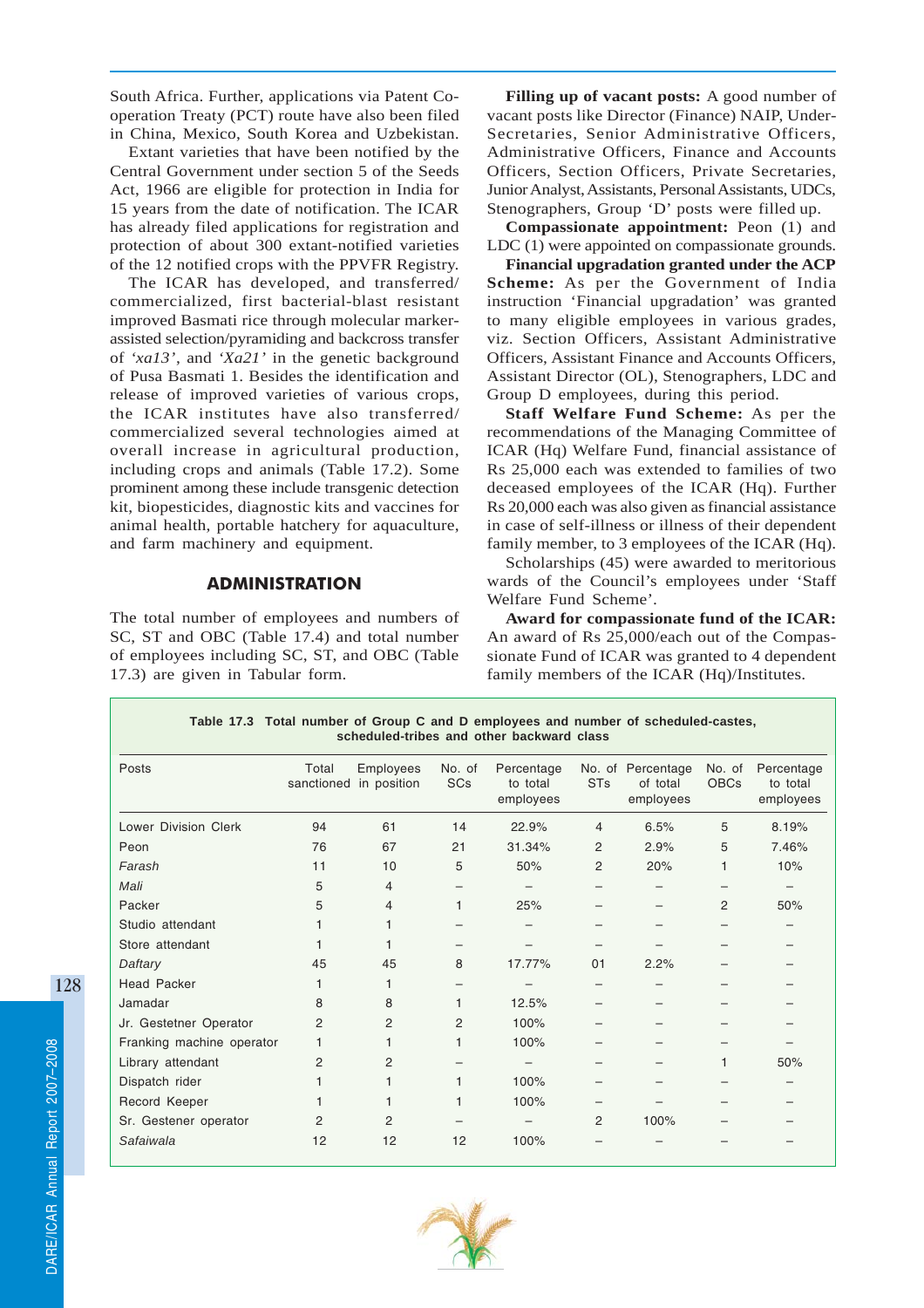South Africa. Further, applications via Patent Co-operation Treaty (PCT) route have also been filed in China, Mexico, South Korea and Uzbekistan.

Extant varieties that have been notified by the Central Government under section 5 of the Seeds Act, 1966 are eligible for protection in India for 15 years from the date of notification. The ICAR has already filed applications for registration and protection of about 300 extant-notified varieties of the 12 notified crops with the PPVFR Registry.

The ICAR has developed, and transferred/ commercialized, first bacterial-blast resistant improved Basmati rice through molecular marker-assisted selection/pyramiding and backcross transfer of *'xa13'*, and *'Xa21'* in the genetic background of Pusa Basmati 1. Besides the identification and release of improved varieties of various crops, the ICAR institutes have also transferred/ commercialized several technologies aimed at overall increase in agricultural production, including crops and animals (Table 17.2). Some prominent among these include transgenic detection kit, biopesticides, diagnostic kits and vaccines for animal health, portable hatchery for aquaculture, and farm machinery and equipment.

## ADMINISTRATION

The total number of employees and numbers of SC, ST and OBC (Table 17.4) and total number of employees including SC, ST, and OBC (Table 17.3) are given in Tabular form.

**Filling up of vacant posts:** A good number of vacant posts like Director (Finance) NAIP, Under-Secretaries, Senior Administrative Officers, Administrative Officers, Finance and Accounts Officers, Section Officers, Private Secretaries, Junior Analyst, Assistants, Personal Assistants, UDCs, Stenographers, Group 'D' posts were filled up.

**Compassionate appointment:** Peon (1) and LDC (1) were appointed on compassionate grounds.

**Financial upgradation granted under the ACP Scheme:** As per the Government of India instruction 'Financial upgradation' was granted to many eligible employees in various grades, viz. Section Officers, Assistant Administrative Officers, Assistant Finance and Accounts Officers, Assistant Director (OL), Stenographers, LDC and Group D employees, during this period.

**Staff Welfare Fund Scheme:** As per the recommendations of the Managing Committee of ICAR (Hq) Welfare Fund, financial assistance of Rs 25,000 each was extended to families of two deceased employees of the ICAR (Hq). Further Rs 20,000 each was also given as financial assistance in case of self-illness or illness of their dependent family member, to 3 employees of the ICAR (Hq).

Scholarships (45) were awarded to meritorious wards of the Council's employees under 'Staff Welfare Fund Scheme'.

**Award for compassionate fund of the ICAR:** An award of Rs 25,000/each out of the Compassionate Fund of ICAR was granted to 4 dependent family members of the ICAR (Hq)/Institutes.

**Table 17.3 Total number of Group C and D employees and number of scheduled-castes, scheduled-tribes and other backward class**

| Posts | Total sanctioned | Employees in position | No. of SCs | Percentage to total employees | No. of STs | Percentage of total employees | No. of OBCs | Percentage to total employees |
|---|---|---|---|---|---|---|---|---|
| Lower Division Clerk | 94 | 61 | 14 | 22.9% | 4 | 6.5% | 5 | 8.19% |
| Peon | 76 | 67 | 21 | 31.34% | 2 | 2.9% | 5 | 7.46% |
| *Farash* | 11 | 10 | 5 | 50% | 2 | 20% | 1 | 10% |
| *Mali* | 5 | 4 | – | – | – | – | – | – |
| Packer | 5 | 4 | 1 | 25% | – | – | 2 | 50% |
| Studio attendant | 1 | 1 | – | – | – | – | – | – |
| Store attendant | 1 | 1 | – | – | – | – | – | – |
| *Daftary* | 45 | 45 | 8 | 17.77% | 01 | 2.2% | – | – |
| Head Packer | 1 | 1 | – | – | – | – | – | – |
| Jamadar | 8 | 8 | 1 | 12.5% | – | – | – | – |
| Jr. Gestetner Operator | 2 | 2 | 2 | 100% | – | – | – | – |
| Franking machine operator | 1 | 1 | 1 | 100% | – | – | – | – |
| Library attendant | 2 | 2 | – | – | – | – | 1 | 50% |
| Dispatch rider | 1 | 1 | 1 | 100% | – | – | – | – |
| Record Keeper | 1 | 1 | 1 | 100% | – | – | – | – |
| Sr. Gestener operator | 2 | 2 | – | – | 2 | 100% | – | – |
| *Safaiwala* | 12 | 12 | 12 | 100% | – | – | – | – |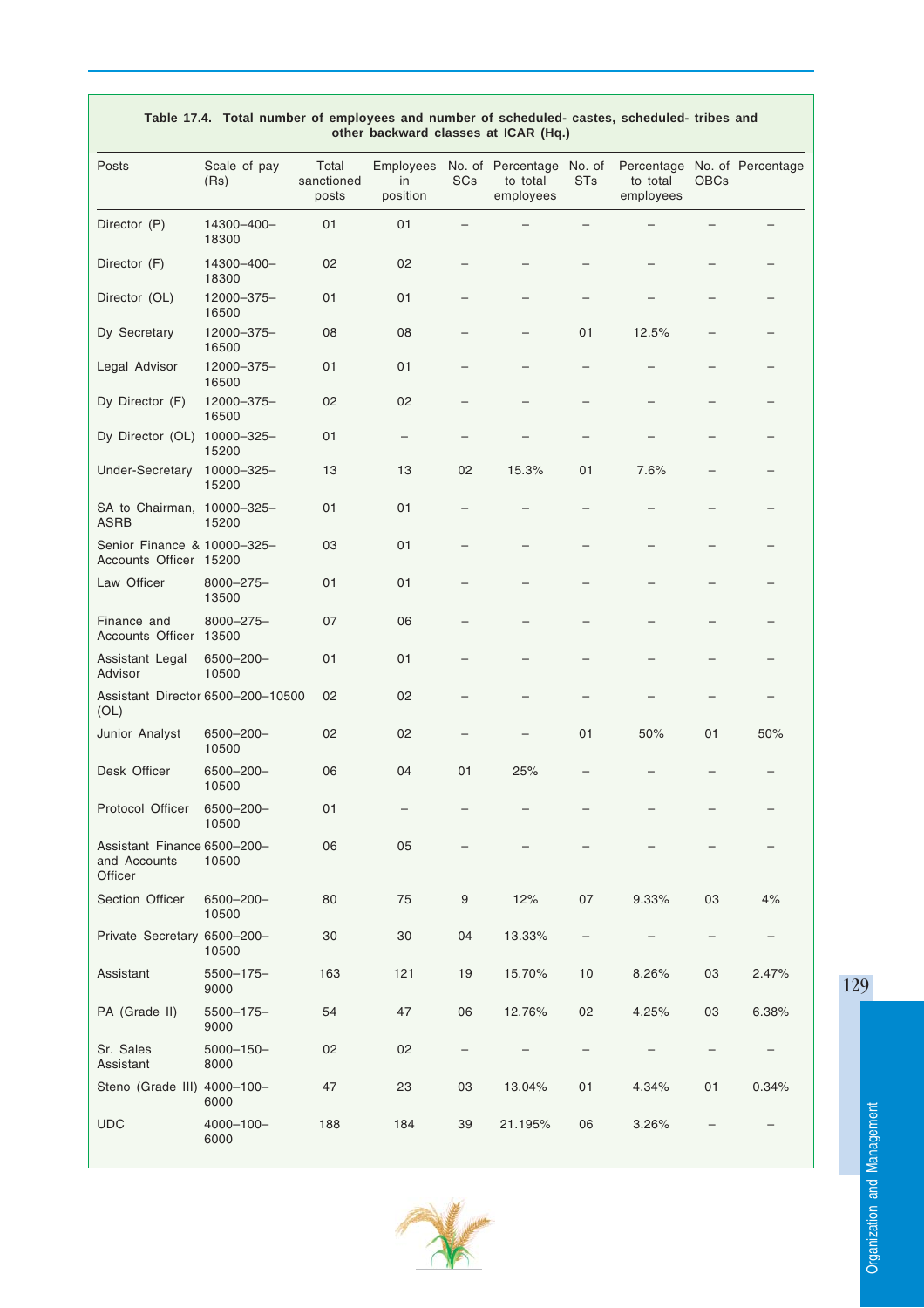**Table 17.4. Total number of employees and number of scheduled- castes, scheduled- tribes and other backward classes at ICAR (Hq.)**

| Posts | Scale of pay (Rs) | Total sanctioned posts | Employees in position | No. of SCs | Percentage to total employees | No. of STs | Percentage to total employees | No. of OBCs | Percentage |
|---|---|---|---|---|---|---|---|---|---|
| Director (P) | 14300–400–18300 | 01 | 01 | – | – | – | – | – | – |
| Director (F) | 14300–400–18300 | 02 | 02 | – | – | – | – | – | – |
| Director (OL) | 12000–375–16500 | 01 | 01 | – | – | – | – | – | – |
| Dy Secretary | 12000–375–16500 | 08 | 08 | – | – | 01 | 12.5% | – | – |
| Legal Advisor | 12000–375–16500 | 01 | 01 | – | – | – | – | – | – |
| Dy Director (F) | 12000–375–16500 | 02 | 02 | – | – | – | – | – | – |
| Dy Director (OL) | 10000–325–15200 | 01 | – | – | – | – | – | – | – |
| Under-Secretary | 10000–325–15200 | 13 | 13 | 02 | 15.3% | 01 | 7.6% | – | – |
| SA to Chairman, ASRB | 10000–325–15200 | 01 | 01 | – | – | – | – | – | – |
| Senior Finance & Accounts Officer | 10000–325–15200 | 03 | 01 | – | – | – | – | – | – |
| Law Officer | 8000–275–13500 | 01 | 01 | – | – | – | – | – | – |
| Finance and Accounts Officer | 8000–275–13500 | 07 | 06 | – | – | – | – | – | – |
| Assistant Legal Advisor | 6500–200–10500 | 01 | 01 | – | – | – | – | – | – |
| Assistant Director (OL) | 6500–200–10500 | 02 | 02 | – | – | – | – | – | – |
| Junior Analyst | 6500–200–10500 | 02 | 02 | – | – | 01 | 50% | 01 | 50% |
| Desk Officer | 6500–200–10500 | 06 | 04 | 01 | 25% | – | – | – | – |
| Protocol Officer | 6500–200–10500 | 01 | – | – | – | – | – | – | – |
| Assistant Finance and Accounts Officer | 6500–200–10500 | 06 | 05 | – | – | – | – | – | – |
| Section Officer | 6500–200–10500 | 80 | 75 | 9 | 12% | 07 | 9.33% | 03 | 4% |
| Private Secretary | 6500–200–10500 | 30 | 30 | 04 | 13.33% | – | – | – | – |
| Assistant | 5500–175–9000 | 163 | 121 | 19 | 15.70% | 10 | 8.26% | 03 | 2.47% |
| PA (Grade II) | 5500–175–9000 | 54 | 47 | 06 | 12.76% | 02 | 4.25% | 03 | 6.38% |
| Sr. Sales Assistant | 5000–150–8000 | 02 | 02 | – | – | – | – | – | – |
| Steno (Grade III) | 4000–100–6000 | 47 | 23 | 03 | 13.04% | 01 | 4.34% | 01 | 0.34% |
| UDC | 4000–100–6000 | 188 | 184 | 39 | 21.195% | 06 | 3.26% | – | – |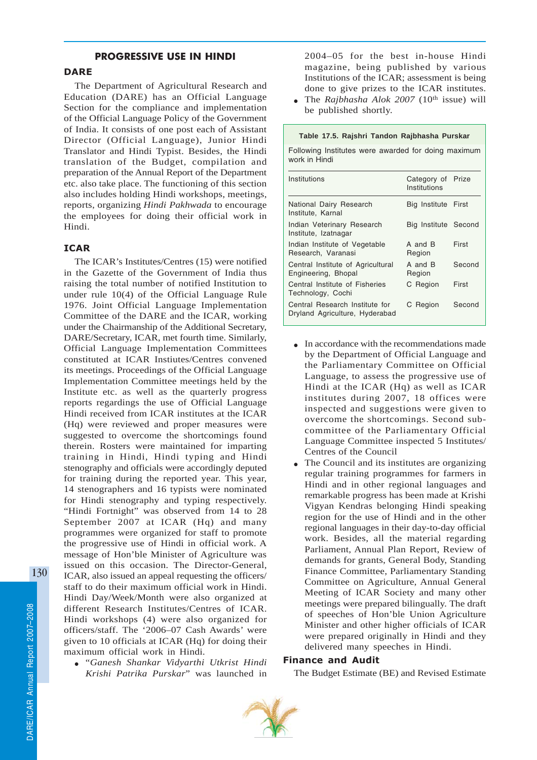## PROGRESSIVE USE IN HINDI

### DARE

The Department of Agricultural Research and Education (DARE) has an Official Language Section for the compliance and implementation of the Official Language Policy of the Government of India. It consists of one post each of Assistant Director (Official Language), Junior Hindi Translator and Hindi Typist. Besides, the Hindi translation of the Budget, compilation and preparation of the Annual Report of the Department etc. also take place. The functioning of this section also includes holding Hindi workshops, meetings, reports, organizing *Hindi Pakhwada* to encourage the employees for doing their official work in Hindi.

### ICAR

The ICAR's Institutes/Centres (15) were notified in the Gazette of the Government of India thus raising the total number of notified Institution to under rule 10(4) of the Official Language Rule 1976. Joint Official Language Implementation Committee of the DARE and the ICAR, working under the Chairmanship of the Additional Secretary, DARE/Secretary, ICAR, met fourth time. Similarly, Official Language Implementation Committees constituted at ICAR Instiutes/Centres convened its meetings. Proceedings of the Official Language Implementation Committee meetings held by the Institute etc. as well as the quarterly progress reports regardings the use of Official Language Hindi received from ICAR institutes at the ICAR (Hq) were reviewed and proper measures were suggested to overcome the shortcomings found therein. Rosters were maintained for imparting training in Hindi, Hindi typing and Hindi stenography and officials were accordingly deputed for training during the reported year. This year, 14 stenographers and 16 typists were nominated for Hindi stenography and typing respectively. "Hindi Fortnight" was observed from 14 to 28 September 2007 at ICAR (Hq) and many programmes were organized for staff to promote the progressive use of Hindi in official work. A message of Hon'ble Minister of Agriculture was issued on this occasion. The Director-General, ICAR, also issued an appeal requesting the officers/ staff to do their maximum official work in Hindi. Hindi Day/Week/Month were also organized at different Research Institutes/Centres of ICAR. Hindi workshops (4) were also organized for officers/staff. The '2006–07 Cash Awards' were given to 10 officials at ICAR (Hq) for doing their maximum official work in Hindi.

- "*Ganesh Shankar Vidyarthi Utkrist Hindi Krishi Patrika Purskar*" was launched in 2004–05 for the best in-house Hindi magazine, being published by various Institutions of the ICAR; assessment is being done to give prizes to the ICAR institutes.
- The *Rajbhasha Alok 2007* (10th issue) will be published shortly.

**Table 17.5. Rajshri Tandon Rajbhasha Purskar**

Following Institutes were awarded for doing maximum work in Hindi

| Institutions | Category of Institutions | Prize |
|---|---|---|
| National Dairy Research Institute, Karnal | Big Institute | First |
| Indian Veterinary Research Institute, Izatnagar | Big Institute | Second |
| Indian Institute of Vegetable Research, Varanasi | A and B Region | First |
| Central Institute of Agricultural Engineering, Bhopal | A and B Region | Second |
| Central Institute of Fisheries Technology, Cochi | C Region | First |
| Central Research Institute for Dryland Agriculture, Hyderabad | C Region | Second |

- In accordance with the recommendations made by the Department of Official Language and the Parliamentary Committee on Official Language, to assess the progressive use of Hindi at the ICAR (Hq) as well as ICAR institutes during 2007, 18 offices were inspected and suggestions were given to overcome the shortcomings. Second sub-committee of the Parliamentary Official Language Committee inspected 5 Institutes/ Centres of the Council
- The Council and its institutes are organizing regular training programmes for farmers in Hindi and in other regional languages and remarkable progress has been made at Krishi Vigyan Kendras belonging Hindi speaking region for the use of Hindi and in the other regional languages in their day-to-day official work. Besides, all the material regarding Parliament, Annual Plan Report, Review of demands for grants, General Body, Standing Finance Committee, Parliamentary Standing Committee on Agriculture, Annual General Meeting of ICAR Society and many other meetings were prepared bilingually. The draft of speeches of Hon'ble Union Agriculture Minister and other higher officials of ICAR were prepared originally in Hindi and they delivered many speeches in Hindi.

### Finance and Audit

The Budget Estimate (BE) and Revised Estimate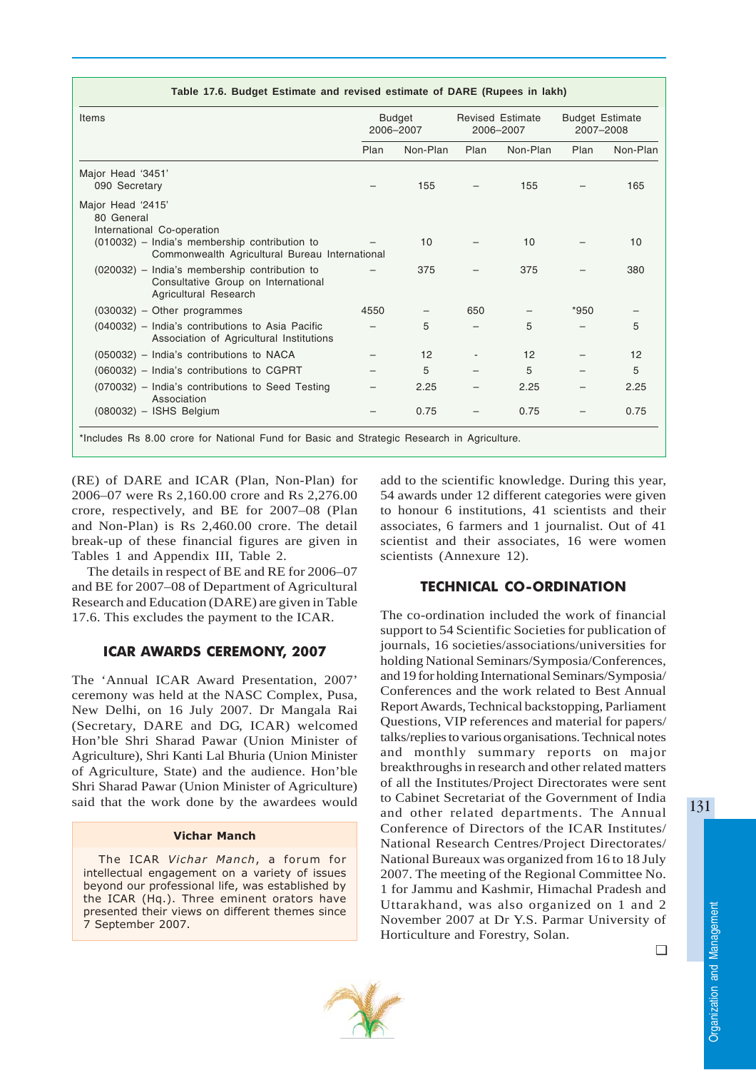**Table 17.6. Budget Estimate and revised estimate of DARE (Rupees in lakh)**

| Items | Budget 2006–2007 | | Revised Estimate 2006–2007 | | Budget Estimate 2007–2008 | |
|---|---|---|---|---|---|---|
| | Plan | Non-Plan | Plan | Non-Plan | Plan | Non-Plan |
| Major Head '3451' 090 Secretary | – | 155 | – | 155 | – | 165 |
| Major Head '2415' 80 General International Co-operation | | | | | | |
| (010032) – India's membership contribution to Commonwealth Agricultural Bureau International | – | 10 | – | 10 | – | 10 |
| (020032) – India's membership contribution to Consultative Group on International Agricultural Research | – | 375 | – | 375 | – | 380 |
| (030032) – Other programmes | 4550 | – | 650 | – | *950 | – |
| (040032) – India's contributions to Asia Pacific Association of Agricultural Institutions | – | 5 | – | 5 | – | 5 |
| (050032) – India's contributions to NACA | – | 12 | - | 12 | – | 12 |
| (060032) – India's contributions to CGPRT | – | 5 | – | 5 | – | 5 |
| (070032) – India's contributions to Seed Testing Association | – | 2.25 | – | 2.25 | – | 2.25 |
| (080032) – ISHS Belgium | – | 0.75 | – | 0.75 | – | 0.75 |

*Includes Rs 8.00 crore for National Fund for Basic and Strategic Research in Agriculture.

(RE) of DARE and ICAR (Plan, Non-Plan) for 2006–07 were Rs 2,160.00 crore and Rs 2,276.00 crore, respectively, and BE for 2007–08 (Plan and Non-Plan) is Rs 2,460.00 crore. The detail break-up of these financial figures are given in Tables 1 and Appendix III, Table 2.

The details in respect of BE and RE for 2006–07 and BE for 2007–08 of Department of Agricultural Research and Education (DARE) are given in Table 17.6. This excludes the payment to the ICAR.

## ICAR AWARDS CEREMONY, 2007

The 'Annual ICAR Award Presentation, 2007' ceremony was held at the NASC Complex, Pusa, New Delhi, on 16 July 2007. Dr Mangala Rai (Secretary, DARE and DG, ICAR) welcomed Hon'ble Shri Sharad Pawar (Union Minister of Agriculture), Shri Kanti Lal Bhuria (Union Minister of Agriculture, State) and the audience. Hon'ble Shri Sharad Pawar (Union Minister of Agriculture) said that the work done by the awardees would add to the scientific knowledge. During this year, 54 awards under 12 different categories were given to honour 6 institutions, 41 scientists and their associates, 6 farmers and 1 journalist. Out of 41 scientist and their associates, 16 were women scientists (Annexure 12).

**Vichar Manch**

The ICAR *Vichar Manch*, a forum for intellectual engagement on a variety of issues beyond our professional life, was established by the ICAR (Hq.). Three eminent orators have presented their views on different themes since 7 September 2007.

## TECHNICAL CO-ORDINATION

The co-ordination included the work of financial support to 54 Scientific Societies for publication of journals, 16 societies/associations/universities for holding National Seminars/Symposia/Conferences, and 19 for holding International Seminars/Symposia/ Conferences and the work related to Best Annual Report Awards, Technical backstopping, Parliament Questions, VIP references and material for papers/ talks/replies to various organisations. Technical notes and monthly summary reports on major breakthroughs in research and other related matters of all the Institutes/Project Directorates were sent to Cabinet Secretariat of the Government of India and other related departments. The Annual Conference of Directors of the ICAR Institutes/ National Research Centres/Project Directorates/ National Bureaux was organized from 16 to 18 July 2007. The meeting of the Regional Committee No. 1 for Jammu and Kashmir, Himachal Pradesh and Uttarakhand, was also organized on 1 and 2 November 2007 at Dr Y.S. Parmar University of Horticulture and Forestry, Solan.